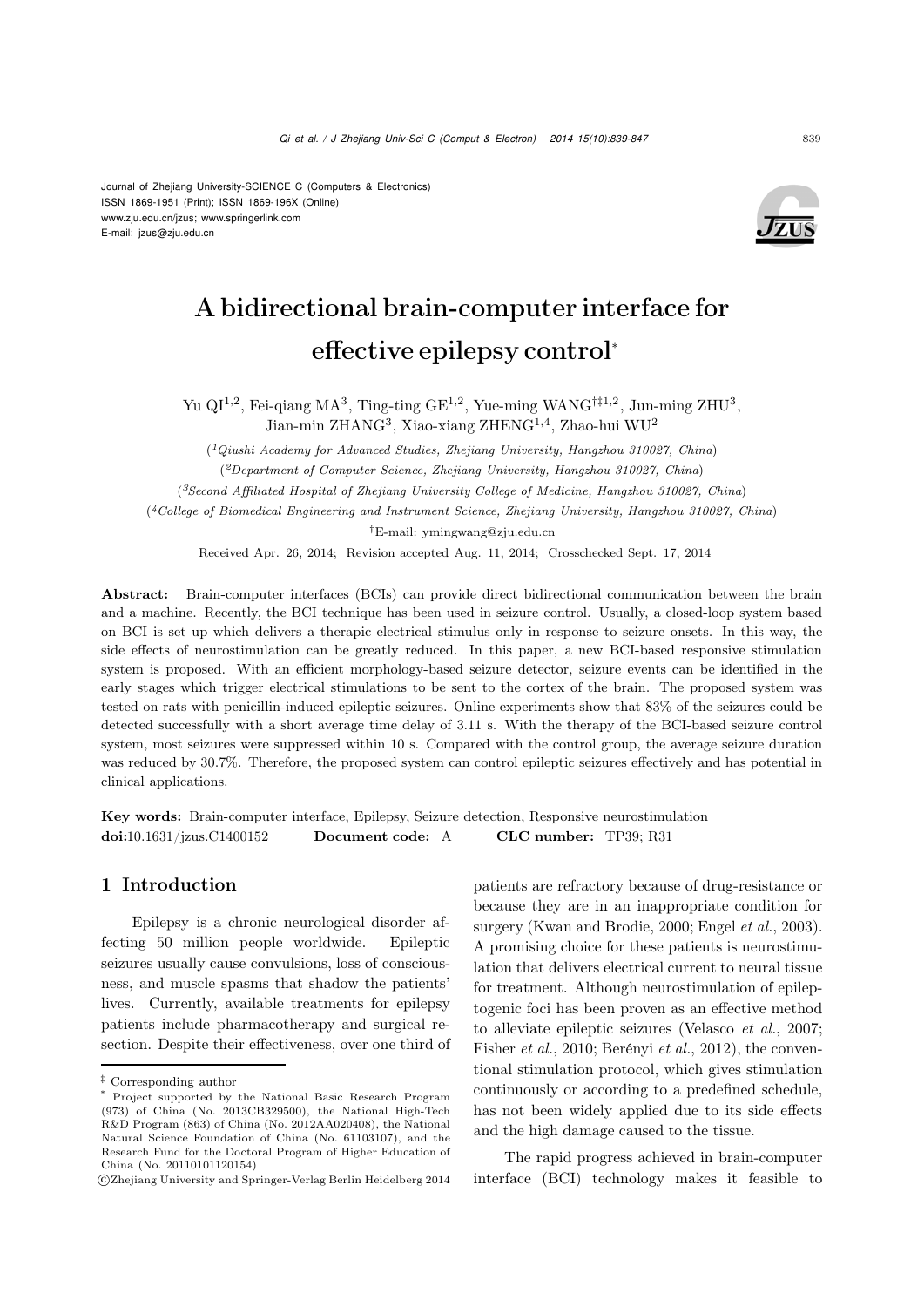Journal of Zhejiang University-SCIENCE C (Computers & Electronics)
ISSN 1869-1951 (Print); ISSN 1869-196X (Online)
www.zju.edu.cn/jzus; www.springerlink.com
E-mail: jzus@zju.edu.cn

# A bidirectional brain-computer interface for effective epilepsy control*

Yu QI[1,2], Fei-qiang MA[3], Ting-ting GE[1,2], Yue-ming WANG[†‡1,2], Jun-ming ZHU[3], Jian-min ZHANG[3], Xiao-xiang ZHENG[1,4], Zhao-hui WU[2]

([1]*Qiushi Academy for Advanced Studies, Zhejiang University, Hangzhou 310027, China*)

([2]*Department of Computer Science, Zhejiang University, Hangzhou 310027, China*)

([3]*Second Affiliated Hospital of Zhejiang University College of Medicine, Hangzhou 310027, China*)

([4]*College of Biomedical Engineering and Instrument Science, Zhejiang University, Hangzhou 310027, China*)

[†]E-mail: ymingwang@zju.edu.cn

Received Apr. 26, 2014; Revision accepted Aug. 11, 2014; Crosschecked Sept. 17, 2014

**Abstract:** Brain-computer interfaces (BCIs) can provide direct bidirectional communication between the brain and a machine. Recently, the BCI technique has been used in seizure control. Usually, a closed-loop system based on BCI is set up which delivers a therapic electrical stimulus only in response to seizure onsets. In this way, the side effects of neurostimulation can be greatly reduced. In this paper, a new BCI-based responsive stimulation system is proposed. With an efficient morphology-based seizure detector, seizure events can be identified in the early stages which trigger electrical stimulations to be sent to the cortex of the brain. The proposed system was tested on rats with penicillin-induced epileptic seizures. Online experiments show that 83% of the seizures could be detected successfully with a short average time delay of 3.11 s. With the therapy of the BCI-based seizure control system, most seizures were suppressed within 10 s. Compared with the control group, the average seizure duration was reduced by 30.7%. Therefore, the proposed system can control epileptic seizures effectively and has potential in clinical applications.

**Key words:** Brain-computer interface, Epilepsy, Seizure detection, Responsive neurostimulation
**doi:**10.1631/jzus.C1400152 **Document code:** A **CLC number:** TP39; R31

## 1 Introduction

Epilepsy is a chronic neurological disorder affecting 50 million people worldwide. Epileptic seizures usually cause convulsions, loss of consciousness, and muscle spasms that shadow the patients' lives. Currently, available treatments for epilepsy patients include pharmacotherapy and surgical resection. Despite their effectiveness, over one third of patients are refractory because of drug-resistance or because they are in an inappropriate condition for surgery (Kwan and Brodie, 2000; Engel *et al.*, 2003). A promising choice for these patients is neurostimulation that delivers electrical current to neural tissue for treatment. Although neurostimulation of epileptogenic foci has been proven as an effective method to alleviate epileptic seizures (Velasco *et al.*, 2007; Fisher *et al.*, 2010; Berényi *et al.*, 2012), the conventional stimulation protocol, which gives stimulation continuously or according to a predefined schedule, has not been widely applied due to its side effects and the high damage caused to the tissue.

The rapid progress achieved in brain-computer interface (BCI) technology makes it feasible to

---

‡ Corresponding author

\* Project supported by the National Basic Research Program (973) of China (No. 2013CB329500), the National High-Tech R&D Program (863) of China (No. 2012AA020408), the National Natural Science Foundation of China (No. 61103107), and the Research Fund for the Doctoral Program of Higher Education of China (No. 20110101120154)

©Zhejiang University and Springer-Verlag Berlin Heidelberg 2014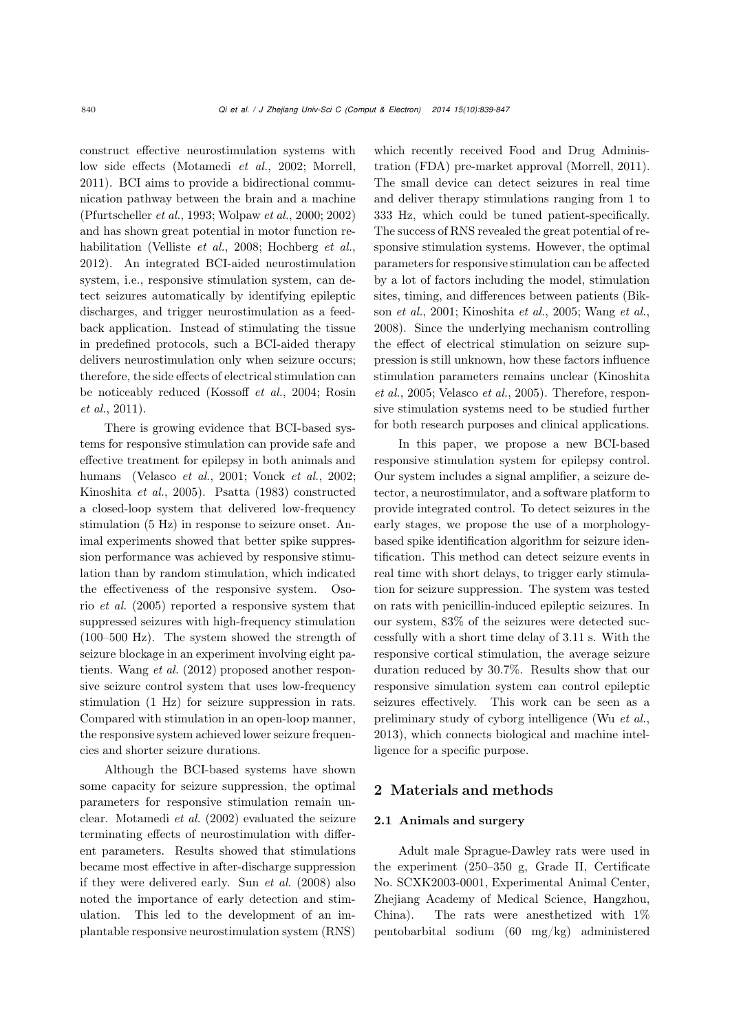construct effective neurostimulation systems with low side effects (Motamedi *et al.*, 2002; Morrell, 2011). BCI aims to provide a bidirectional communication pathway between the brain and a machine (Pfurtscheller *et al.*, 1993; Wolpaw *et al.*, 2000; 2002) and has shown great potential in motor function rehabilitation (Velliste *et al.*, 2008; Hochberg *et al.*, 2012). An integrated BCI-aided neurostimulation system, i.e., responsive stimulation system, can detect seizures automatically by identifying epileptic discharges, and trigger neurostimulation as a feedback application. Instead of stimulating the tissue in predefined protocols, such a BCI-aided therapy delivers neurostimulation only when seizure occurs; therefore, the side effects of electrical stimulation can be noticeably reduced (Kossoff *et al.*, 2004; Rosin *et al.*, 2011).

There is growing evidence that BCI-based systems for responsive stimulation can provide safe and effective treatment for epilepsy in both animals and humans (Velasco *et al.*, 2001; Vonck *et al.*, 2002; Kinoshita *et al.*, 2005). Psatta (1983) constructed a closed-loop system that delivered low-frequency stimulation (5 Hz) in response to seizure onset. Animal experiments showed that better spike suppression performance was achieved by responsive stimulation than by random stimulation, which indicated the effectiveness of the responsive system. Osorio *et al.* (2005) reported a responsive system that suppressed seizures with high-frequency stimulation (100–500 Hz). The system showed the strength of seizure blockage in an experiment involving eight patients. Wang *et al.* (2012) proposed another responsive seizure control system that uses low-frequency stimulation (1 Hz) for seizure suppression in rats. Compared with stimulation in an open-loop manner, the responsive system achieved lower seizure frequencies and shorter seizure durations.

Although the BCI-based systems have shown some capacity for seizure suppression, the optimal parameters for responsive stimulation remain unclear. Motamedi *et al.* (2002) evaluated the seizure terminating effects of neurostimulation with different parameters. Results showed that stimulations became most effective in after-discharge suppression if they were delivered early. Sun *et al.* (2008) also noted the importance of early detection and stimulation. This led to the development of an implantable responsive neurostimulation system (RNS) which recently received Food and Drug Administration (FDA) pre-market approval (Morrell, 2011). The small device can detect seizures in real time and deliver therapy stimulations ranging from 1 to 333 Hz, which could be tuned patient-specifically. The success of RNS revealed the great potential of responsive stimulation systems. However, the optimal parameters for responsive stimulation can be affected by a lot of factors including the model, stimulation sites, timing, and differences between patients (Bikson *et al.*, 2001; Kinoshita *et al.*, 2005; Wang *et al.*, 2008). Since the underlying mechanism controlling the effect of electrical stimulation on seizure suppression is still unknown, how these factors influence stimulation parameters remains unclear (Kinoshita *et al.*, 2005; Velasco *et al.*, 2005). Therefore, responsive stimulation systems need to be studied further for both research purposes and clinical applications.

In this paper, we propose a new BCI-based responsive stimulation system for epilepsy control. Our system includes a signal amplifier, a seizure detector, a neurostimulator, and a software platform to provide integrated control. To detect seizures in the early stages, we propose the use of a morphology-based spike identification algorithm for seizure identification. This method can detect seizure events in real time with short delays, to trigger early stimulation for seizure suppression. The system was tested on rats with penicillin-induced epileptic seizures. In our system, 83% of the seizures were detected successfully with a short time delay of 3.11 s. With the responsive cortical stimulation, the average seizure duration reduced by 30.7%. Results show that our responsive simulation system can control epileptic seizures effectively. This work can be seen as a preliminary study of cyborg intelligence (Wu *et al.*, 2013), which connects biological and machine intelligence for a specific purpose.

## 2 Materials and methods

### 2.1 Animals and surgery

Adult male Sprague-Dawley rats were used in the experiment (250–350 g, Grade II, Certificate No. SCXK2003-0001, Experimental Animal Center, Zhejiang Academy of Medical Science, Hangzhou, China). The rats were anesthetized with 1% pentobarbital sodium (60 mg/kg) administered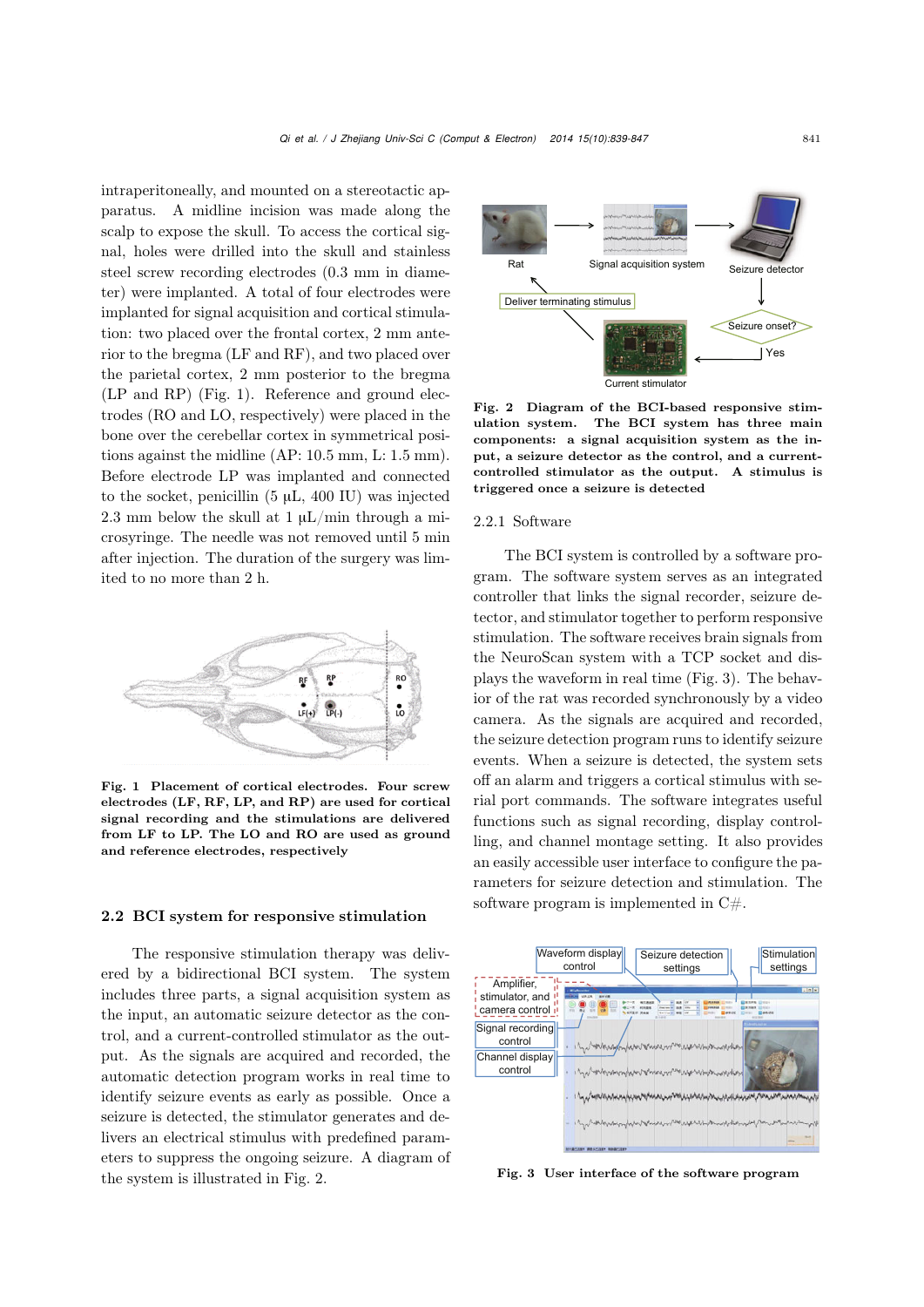intraperitoneally, and mounted on a stereotactic apparatus. A midline incision was made along the scalp to expose the skull. To access the cortical signal, holes were drilled into the skull and stainless steel screw recording electrodes (0.3 mm in diameter) were implanted. A total of four electrodes were implanted for signal acquisition and cortical stimulation: two placed over the frontal cortex, 2 mm anterior to the bregma (LF and RF), and two placed over the parietal cortex, 2 mm posterior to the bregma (LP and RP) (Fig. 1). Reference and ground electrodes (RO and LO, respectively) were placed in the bone over the cerebellar cortex in symmetrical positions against the midline (AP: 10.5 mm, L: 1.5 mm). Before electrode LP was implanted and connected to the socket, penicillin (5 μL, 400 IU) was injected 2.3 mm below the skull at 1 μL/min through a microsyringe. The needle was not removed until 5 min after injection. The duration of the surgery was limited to no more than 2 h.

**Fig. 1 Placement of cortical electrodes. Four screw electrodes (LF, RF, LP, and RP) are used for cortical signal recording and the stimulations are delivered from LF to LP. The LO and RO are used as ground and reference electrodes, respectively**

## 2.2 BCI system for responsive stimulation

The responsive stimulation therapy was delivered by a bidirectional BCI system. The system includes three parts, a signal acquisition system as the input, an automatic seizure detector as the control, and a current-controlled stimulator as the output. As the signals are acquired and recorded, the automatic detection program works in real time to identify seizure events as early as possible. Once a seizure is detected, the stimulator generates and delivers an electrical stimulus with predefined parameters to suppress the ongoing seizure. A diagram of the system is illustrated in Fig. 2.

**Fig. 2 Diagram of the BCI-based responsive stimulation system. The BCI system has three main components: a signal acquisition system as the input, a seizure detector as the control, and a current-controlled stimulator as the output. A stimulus is triggered once a seizure is detected**

### 2.2.1 Software

The BCI system is controlled by a software program. The software system serves as an integrated controller that links the signal recorder, seizure detector, and stimulator together to perform responsive stimulation. The software receives brain signals from the NeuroScan system with a TCP socket and displays the waveform in real time (Fig. 3). The behavior of the rat was recorded synchronously by a video camera. As the signals are acquired and recorded, the seizure detection program runs to identify seizure events. When a seizure is detected, the system sets off an alarm and triggers a cortical stimulus with serial port commands. The software integrates useful functions such as signal recording, display controlling, and channel montage setting. It also provides an easily accessible user interface to configure the parameters for seizure detection and stimulation. The software program is implemented in C#.

**Fig. 3 User interface of the software program**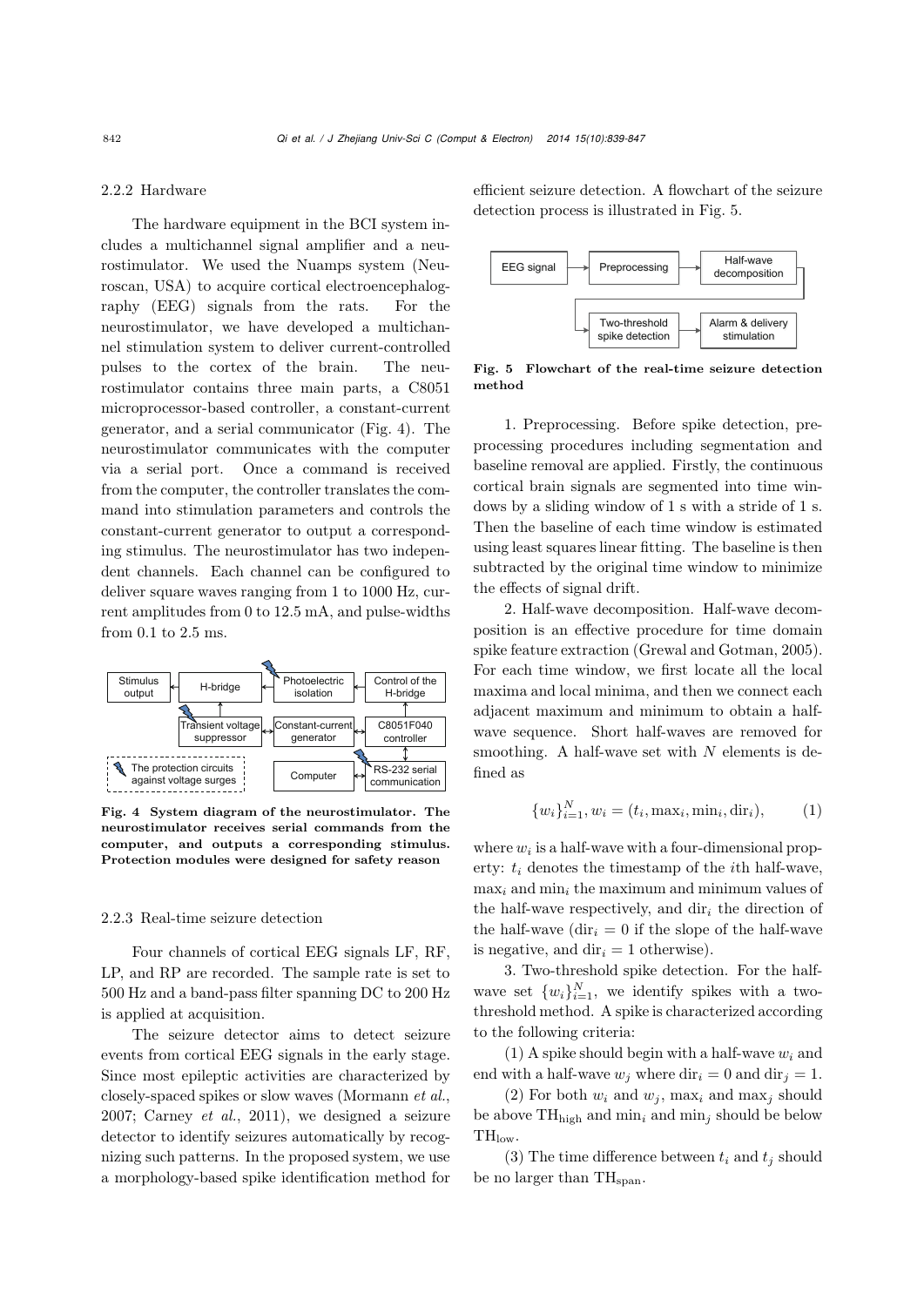### 2.2.2 Hardware

The hardware equipment in the BCI system includes a multichannel signal amplifier and a neurostimulator. We used the Nuamps system (Neuroscan, USA) to acquire cortical electroencephalography (EEG) signals from the rats. For the neurostimulator, we have developed a multichannel stimulation system to deliver current-controlled pulses to the cortex of the brain. The neurostimulator contains three main parts, a C8051 microprocessor-based controller, a constant-current generator, and a serial communicator (Fig. 4). The neurostimulator communicates with the computer via a serial port. Once a command is received from the computer, the controller translates the command into stimulation parameters and controls the constant-current generator to output a corresponding stimulus. The neurostimulator has two independent channels. Each channel can be configured to deliver square waves ranging from 1 to 1000 Hz, current amplitudes from 0 to 12.5 mA, and pulse-widths from 0.1 to 2.5 ms.

**Fig. 4 System diagram of the neurostimulator. The neurostimulator receives serial commands from the computer, and outputs a corresponding stimulus. Protection modules were designed for safety reason**

### 2.2.3 Real-time seizure detection

Four channels of cortical EEG signals LF, RF, LP, and RP are recorded. The sample rate is set to 500 Hz and a band-pass filter spanning DC to 200 Hz is applied at acquisition.

The seizure detector aims to detect seizure events from cortical EEG signals in the early stage. Since most epileptic activities are characterized by closely-spaced spikes or slow waves (Mormann *et al.*, 2007; Carney *et al.*, 2011), we designed a seizure detector to identify seizures automatically by recognizing such patterns. In the proposed system, we use a morphology-based spike identification method for efficient seizure detection. A flowchart of the seizure detection process is illustrated in Fig. 5.

**Fig. 5 Flowchart of the real-time seizure detection method**

1. Preprocessing. Before spike detection, preprocessing procedures including segmentation and baseline removal are applied. Firstly, the continuous cortical brain signals are segmented into time windows by a sliding window of 1 s with a stride of 1 s. Then the baseline of each time window is estimated using least squares linear fitting. The baseline is then subtracted by the original time window to minimize the effects of signal drift.

2. Half-wave decomposition. Half-wave decomposition is an effective procedure for time domain spike feature extraction (Grewal and Gotman, 2005). For each time window, we first locate all the local maxima and local minima, and then we connect each adjacent maximum and minimum to obtain a half-wave sequence. Short half-waves are removed for smoothing. A half-wave set with $N$ elements is defined as

$$\{w_i\}_{i=1}^{N}, w_i = (t_i, \max_i, \min_i, \text{dir}_i), \tag{1}$$

where $w_i$ is a half-wave with a four-dimensional property: $t_i$ denotes the timestamp of the $i$th half-wave, $\max_i$ and $\min_i$ the maximum and minimum values of the half-wave respectively, and $\text{dir}_i$ the direction of the half-wave ($\text{dir}_i = 0$ if the slope of the half-wave is negative, and $\text{dir}_i = 1$ otherwise).

3. Two-threshold spike detection. For the half-wave set $\{w_i\}_{i=1}^{N}$, we identify spikes with a two-threshold method. A spike is characterized according to the following criteria:

(1) A spike should begin with a half-wave $w_i$ and end with a half-wave $w_j$ where $\text{dir}_i = 0$ and $\text{dir}_j = 1$.

(2) For both $w_i$ and $w_j$, $\max_i$ and $\max_j$ should be above $\text{TH}_{\text{high}}$ and $\min_i$ and $\min_j$ should be below $\text{TH}_{\text{low}}$.

(3) The time difference between $t_i$ and $t_j$ should be no larger than $\text{TH}_{\text{span}}$.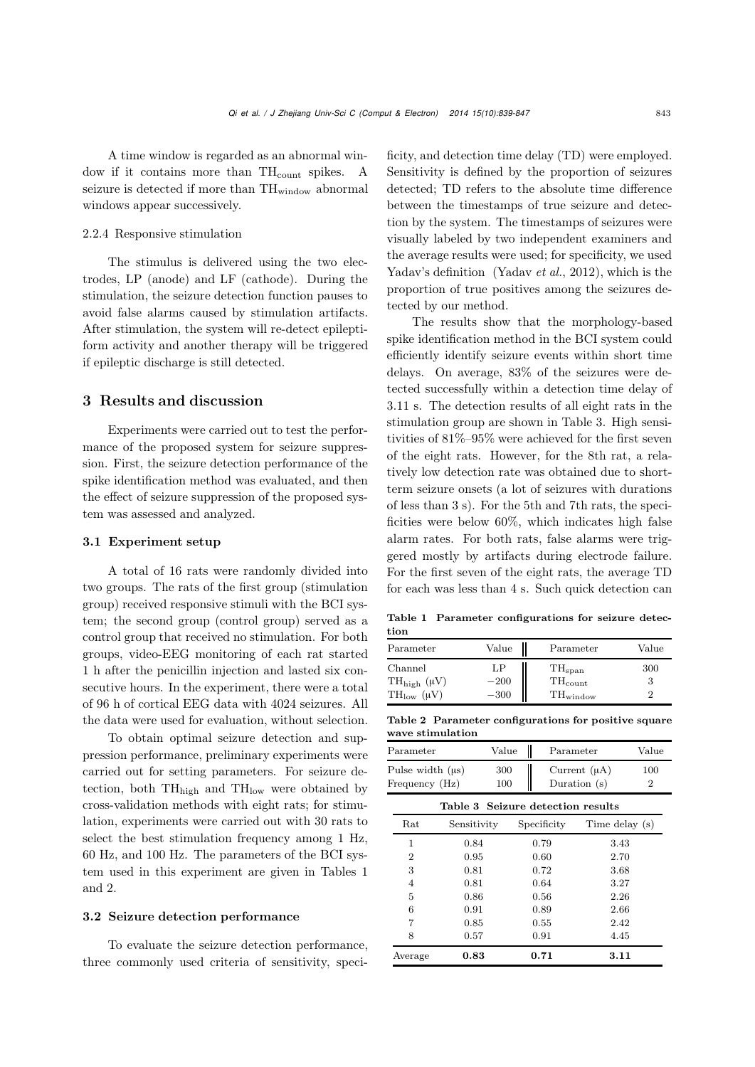A time window is regarded as an abnormal window if it contains more than $TH_{count}$ spikes. A seizure is detected if more than $TH_{window}$ abnormal windows appear successively.

#### 2.2.4 Responsive stimulation

The stimulus is delivered using the two electrodes, LP (anode) and LF (cathode). During the stimulation, the seizure detection function pauses to avoid false alarms caused by stimulation artifacts. After stimulation, the system will re-detect epileptiform activity and another therapy will be triggered if epileptic discharge is still detected.

## 3 Results and discussion

Experiments were carried out to test the performance of the proposed system for seizure suppression. First, the seizure detection performance of the spike identification method was evaluated, and then the effect of seizure suppression of the proposed system was assessed and analyzed.

### 3.1 Experiment setup

A total of 16 rats were randomly divided into two groups. The rats of the first group (stimulation group) received responsive stimuli with the BCI system; the second group (control group) served as a control group that received no stimulation. For both groups, video-EEG monitoring of each rat started 1 h after the penicillin injection and lasted six consecutive hours. In the experiment, there were a total of 96 h of cortical EEG data with 4024 seizures. All the data were used for evaluation, without selection.

To obtain optimal seizure detection and suppression performance, preliminary experiments were carried out for setting parameters. For seizure detection, both $TH_{high}$ and $TH_{low}$ were obtained by cross-validation methods with eight rats; for stimulation, experiments were carried out with 30 rats to select the best stimulation frequency among 1 Hz, 60 Hz, and 100 Hz. The parameters of the BCI system used in this experiment are given in Tables 1 and 2.

### 3.2 Seizure detection performance

To evaluate the seizure detection performance, three commonly used criteria of sensitivity, specificity, and detection time delay (TD) were employed. Sensitivity is defined by the proportion of seizures detected; TD refers to the absolute time difference between the timestamps of true seizure and detection by the system. The timestamps of seizures were visually labeled by two independent examiners and the average results were used; for specificity, we used Yadav's definition (Yadav *et al.*, 2012), which is the proportion of true positives among the seizures detected by our method.

The results show that the morphology-based spike identification method in the BCI system could efficiently identify seizure events within short time delays. On average, 83% of the seizures were detected successfully within a detection time delay of 3.11 s. The detection results of all eight rats in the stimulation group are shown in Table 3. High sensitivities of 81%–95% were achieved for the first seven of the eight rats. However, for the 8th rat, a relatively low detection rate was obtained due to short-term seizure onsets (a lot of seizures with durations of less than 3 s). For the 5th and 7th rats, the specificities were below 60%, which indicates high false alarm rates. For both rats, false alarms were triggered mostly by artifacts during electrode failure. For the first seven of the eight rats, the average TD for each was less than 4 s. Such quick detection can

**Table 1 Parameter configurations for seizure detection**

| Parameter | Value | Parameter | Value |
|---|---|---|---|
| Channel | LP | $TH_{span}$ | 300 |
| $TH_{high}$ (μV) | −200 | $TH_{count}$ | 3 |
| $TH_{low}$ (μV) | −300 | $TH_{window}$ | 2 |

**Table 2 Parameter configurations for positive square wave stimulation**

| Parameter | Value | Parameter | Value |
|---|---|---|---|
| Pulse width (μs) | 300 | Current (μA) | 100 |
| Frequency (Hz) | 100 | Duration (s) | 2 |

**Table 3 Seizure detection results**

| Rat | Sensitivity | Specificity | Time delay (s) |
|---|---|---|---|
| 1 | 0.84 | 0.79 | 3.43 |
| 2 | 0.95 | 0.60 | 2.70 |
| 3 | 0.81 | 0.72 | 3.68 |
| 4 | 0.81 | 0.64 | 3.27 |
| 5 | 0.86 | 0.56 | 2.26 |
| 6 | 0.91 | 0.89 | 2.66 |
| 7 | 0.85 | 0.55 | 2.42 |
| 8 | 0.57 | 0.91 | 4.45 |
| Average | **0.83** | **0.71** | **3.11** |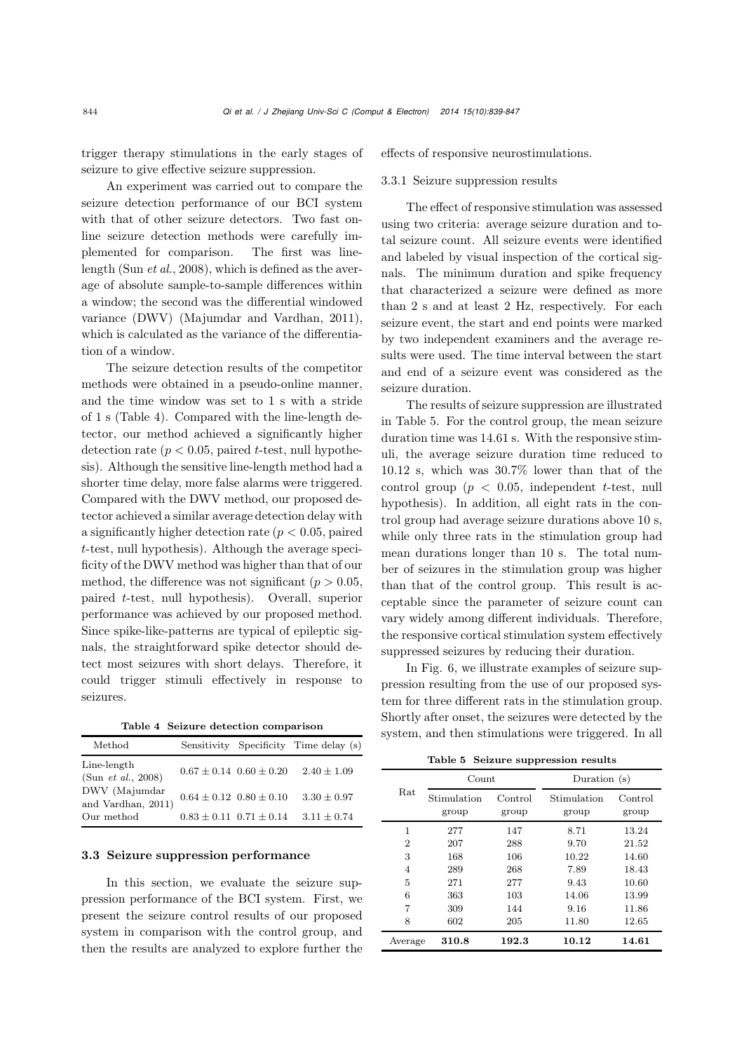trigger therapy stimulations in the early stages of seizure to give effective seizure suppression.

An experiment was carried out to compare the seizure detection performance of our BCI system with that of other seizure detectors. Two fast online seizure detection methods were carefully implemented for comparison. The first was line-length (Sun *et al.*, 2008), which is defined as the average of absolute sample-to-sample differences within a window; the second was the differential windowed variance (DWV) (Majumdar and Vardhan, 2011), which is calculated as the variance of the differentiation of a window.

The seizure detection results of the competitor methods were obtained in a pseudo-online manner, and the time window was set to 1 s with a stride of 1 s (Table 4). Compared with the line-length detector, our method achieved a significantly higher detection rate ($p < 0.05$, paired $t$-test, null hypothesis). Although the sensitive line-length method had a shorter time delay, more false alarms were triggered. Compared with the DWV method, our proposed detector achieved a similar average detection delay with a significantly higher detection rate ($p < 0.05$, paired $t$-test, null hypothesis). Although the average specificity of the DWV method was higher than that of our method, the difference was not significant ($p > 0.05$, paired $t$-test, null hypothesis). Overall, superior performance was achieved by our proposed method. Since spike-like-patterns are typical of epileptic signals, the straightforward spike detector should detect most seizures with short delays. Therefore, it could trigger stimuli effectively in response to seizures.

**Table 4 Seizure detection comparison**

| Method | Sensitivity | Specificity | Time delay (s) |
|---|---|---|---|
| Line-length (Sun *et al.*, 2008) | $0.67 \pm 0.14$ | $0.60 \pm 0.20$ | $2.40 \pm 1.09$ |
| DWV (Majumdar and Vardhan, 2011) | $0.64 \pm 0.12$ | $0.80 \pm 0.10$ | $3.30 \pm 0.97$ |
| Our method | $0.83 \pm 0.11$ | $0.71 \pm 0.14$ | $3.11 \pm 0.74$ |

### 3.3 Seizure suppression performance

In this section, we evaluate the seizure suppression performance of the BCI system. First, we present the seizure control results of our proposed system in comparison with the control group, and then the results are analyzed to explore further the effects of responsive neurostimulations.

#### 3.3.1 Seizure suppression results

The effect of responsive stimulation was assessed using two criteria: average seizure duration and total seizure count. All seizure events were identified and labeled by visual inspection of the cortical signals. The minimum duration and spike frequency that characterized a seizure were defined as more than 2 s and at least 2 Hz, respectively. For each seizure event, the start and end points were marked by two independent examiners and the average results were used. The time interval between the start and end of a seizure event was considered as the seizure duration.

The results of seizure suppression are illustrated in Table 5. For the control group, the mean seizure duration time was 14.61 s. With the responsive stimuli, the average seizure duration time reduced to 10.12 s, which was 30.7% lower than that of the control group ($p < 0.05$, independent $t$-test, null hypothesis). In addition, all eight rats in the control group had average seizure durations above 10 s, while only three rats in the stimulation group had mean durations longer than 10 s. The total number of seizures in the stimulation group was higher than that of the control group. This result is acceptable since the parameter of seizure count can vary widely among different individuals. Therefore, the responsive cortical stimulation system effectively suppressed seizures by reducing their duration.

In Fig. 6, we illustrate examples of seizure suppression resulting from the use of our proposed system for three different rats in the stimulation group. Shortly after onset, the seizures were detected by the system, and then stimulations were triggered. In all

**Table 5 Seizure suppression results**

| Rat | Count | | Duration (s) | |
|---|---|---|---|---|
| | Stimulation group | Control group | Stimulation group | Control group |
| 1 | 277 | 147 | 8.71 | 13.24 |
| 2 | 207 | 288 | 9.70 | 21.52 |
| 3 | 168 | 106 | 10.22 | 14.60 |
| 4 | 289 | 268 | 7.89 | 18.43 |
| 5 | 271 | 277 | 9.43 | 10.60 |
| 6 | 363 | 103 | 14.06 | 13.99 |
| 7 | 309 | 144 | 9.16 | 11.86 |
| 8 | 602 | 205 | 11.80 | 12.65 |
| Average | **310.8** | **192.3** | **10.12** | **14.61** |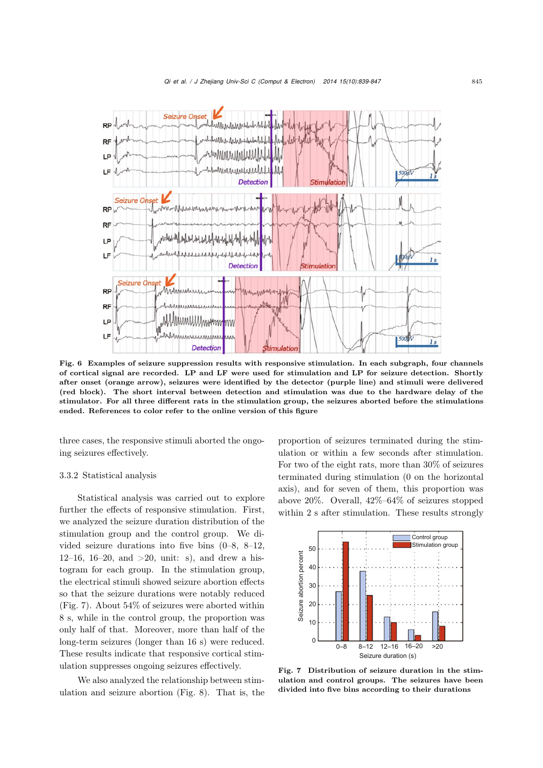**Fig. 6 Examples of seizure suppression results with responsive stimulation. In each subgraph, four channels of cortical signal are recorded. LP and LF were used for stimulation and LP for seizure detection. Shortly after onset (orange arrow), seizures were identified by the detector (purple line) and stimuli were delivered (red block). The short interval between detection and stimulation was due to the hardware delay of the stimulator. For all three different rats in the stimulation group, the seizures aborted before the stimulations ended. References to color refer to the online version of this figure**

three cases, the responsive stimuli aborted the ongoing seizures effectively.

3.3.2 Statistical analysis

Statistical analysis was carried out to explore further the effects of responsive stimulation. First, we analyzed the seizure duration distribution of the stimulation group and the control group. We divided seizure durations into five bins (0–8, 8–12, 12–16, 16–20, and >20, unit: s), and drew a histogram for each group. In the stimulation group, the electrical stimuli showed seizure abortion effects so that the seizure durations were notably reduced (Fig. 7). About 54% of seizures were aborted within 8 s, while in the control group, the proportion was only half of that. Moreover, more than half of the long-term seizures (longer than 16 s) were reduced. These results indicate that responsive cortical stimulation suppresses ongoing seizures effectively.

We also analyzed the relationship between stimulation and seizure abortion (Fig. 8). That is, the proportion of seizures terminated during the stimulation or within a few seconds after stimulation. For two of the eight rats, more than 30% of seizures terminated during stimulation (0 on the horizontal axis), and for seven of them, this proportion was above 20%. Overall, 42%–64% of seizures stopped within 2 s after stimulation. These results strongly

**Fig. 7 Distribution of seizure duration in the stimulation and control groups. The seizures have been divided into five bins according to their durations**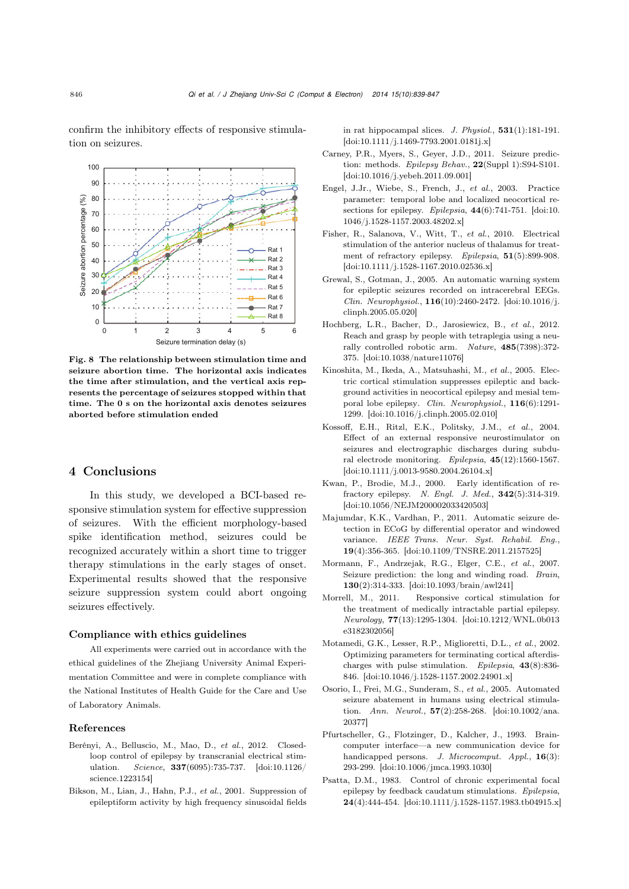confirm the inhibitory effects of responsive stimulation on seizures.

Fig. 8 The relationship between stimulation time and seizure abortion time. The horizontal axis indicates the time after stimulation, and the vertical axis represents the percentage of seizures stopped within that time. The 0 s on the horizontal axis denotes seizures aborted before stimulation ended

## 4 Conclusions

In this study, we developed a BCI-based responsive stimulation system for effective suppression of seizures. With the efficient morphology-based spike identification method, seizures could be recognized accurately within a short time to trigger therapy stimulations in the early stages of onset. Experimental results showed that the responsive seizure suppression system could abort ongoing seizures effectively.

## Compliance with ethics guidelines

All experiments were carried out in accordance with the ethical guidelines of the Zhejiang University Animal Experimentation Committee and were in complete compliance with the National Institutes of Health Guide for the Care and Use of Laboratory Animals.

## References

Berényi, A., Belluscio, M., Mao, D., *et al.*, 2012. Closed-loop control of epilepsy by transcranial electrical stimulation. *Science*, **337**(6095):735-737. [doi:10.1126/science.1223154]

Bikson, M., Lian, J., Hahn, P.J., *et al.*, 2001. Suppression of epileptiform activity by high frequency sinusoidal fields in rat hippocampal slices. *J. Physiol.*, **531**(1):181-191. [doi:10.1111/j.1469-7793.2001.0181j.x]

Carney, P.R., Myers, S., Geyer, J.D., 2011. Seizure prediction: methods. *Epilepsy Behav.*, **22**(Suppl 1):S94-S101. [doi:10.1016/j.yebeh.2011.09.001]

Engel, J.Jr., Wiebe, S., French, J., *et al.*, 2003. Practice parameter: temporal lobe and localized neocortical resections for epilepsy. *Epilepsia*, **44**(6):741-751. [doi:10.1046/j.1528-1157.2003.48202.x]

Fisher, R., Salanova, V., Witt, T., *et al.*, 2010. Electrical stimulation of the anterior nucleus of thalamus for treatment of refractory epilepsy. *Epilepsia*, **51**(5):899-908. [doi:10.1111/j.1528-1167.2010.02536.x]

Grewal, S., Gotman, J., 2005. An automatic warning system for epileptic seizures recorded on intracerebral EEGs. *Clin. Neurophysiol.*, **116**(10):2460-2472. [doi:10.1016/j.clinph.2005.05.020]

Hochberg, L.R., Bacher, D., Jarosiewicz, B., *et al.*, 2012. Reach and grasp by people with tetraplegia using a neurally controlled robotic arm. *Nature*, **485**(7398):372-375. [doi:10.1038/nature11076]

Kinoshita, M., Ikeda, A., Matsuhashi, M., *et al.*, 2005. Electric cortical stimulation suppresses epileptic and background activities in neocortical epilepsy and mesial temporal lobe epilepsy. *Clin. Neurophysiol.*, **116**(6):1291-1299. [doi:10.1016/j.clinph.2005.02.010]

Kossoff, E.H., Ritzl, E.K., Politsky, J.M., *et al.*, 2004. Effect of an external responsive neurostimulator on seizures and electrographic discharges during subdural electrode monitoring. *Epilepsia*, **45**(12):1560-1567. [doi:10.1111/j.0013-9580.2004.26104.x]

Kwan, P., Brodie, M.J., 2000. Early identification of refractory epilepsy. *N. Engl. J. Med.*, **342**(5):314-319. [doi:10.1056/NEJM200002033420503]

Majumdar, K.K., Vardhan, P., 2011. Automatic seizure detection in ECoG by differential operator and windowed variance. *IEEE Trans. Neur. Syst. Rehabil. Eng.*, **19**(4):356-365. [doi:10.1109/TNSRE.2011.2157525]

Mormann, F., Andrzejak, R.G., Elger, C.E., *et al.*, 2007. Seizure prediction: the long and winding road. *Brain*, **130**(2):314-333. [doi:10.1093/brain/awl241]

Morrell, M., 2011. Responsive cortical stimulation for the treatment of medically intractable partial epilepsy. *Neurology*, **77**(13):1295-1304. [doi:10.1212/WNL.0b013e3182302056]

Motamedi, G.K., Lesser, R.P., Miglioretti, D.L., *et al.*, 2002. Optimizing parameters for terminating cortical afterdischarges with pulse stimulation. *Epilepsia*, **43**(8):836-846. [doi:10.1046/j.1528-1157.2002.24901.x]

Osorio, I., Frei, M.G., Sunderam, S., *et al.*, 2005. Automated seizure abatement in humans using electrical stimulation. *Ann. Neurol.*, **57**(2):258-268. [doi:10.1002/ana.20377]

Pfurtscheller, G., Flotzinger, D., Kalcher, J., 1993. Brain-computer interface—a new communication device for handicapped persons. *J. Microcomput. Appl.*, **16**(3):293-299. [doi:10.1006/jmca.1993.1030]

Psatta, D.M., 1983. Control of chronic experimental focal epilepsy by feedback caudatum stimulations. *Epilepsia*, **24**(4):444-454. [doi:10.1111/j.1528-1157.1983.tb04915.x]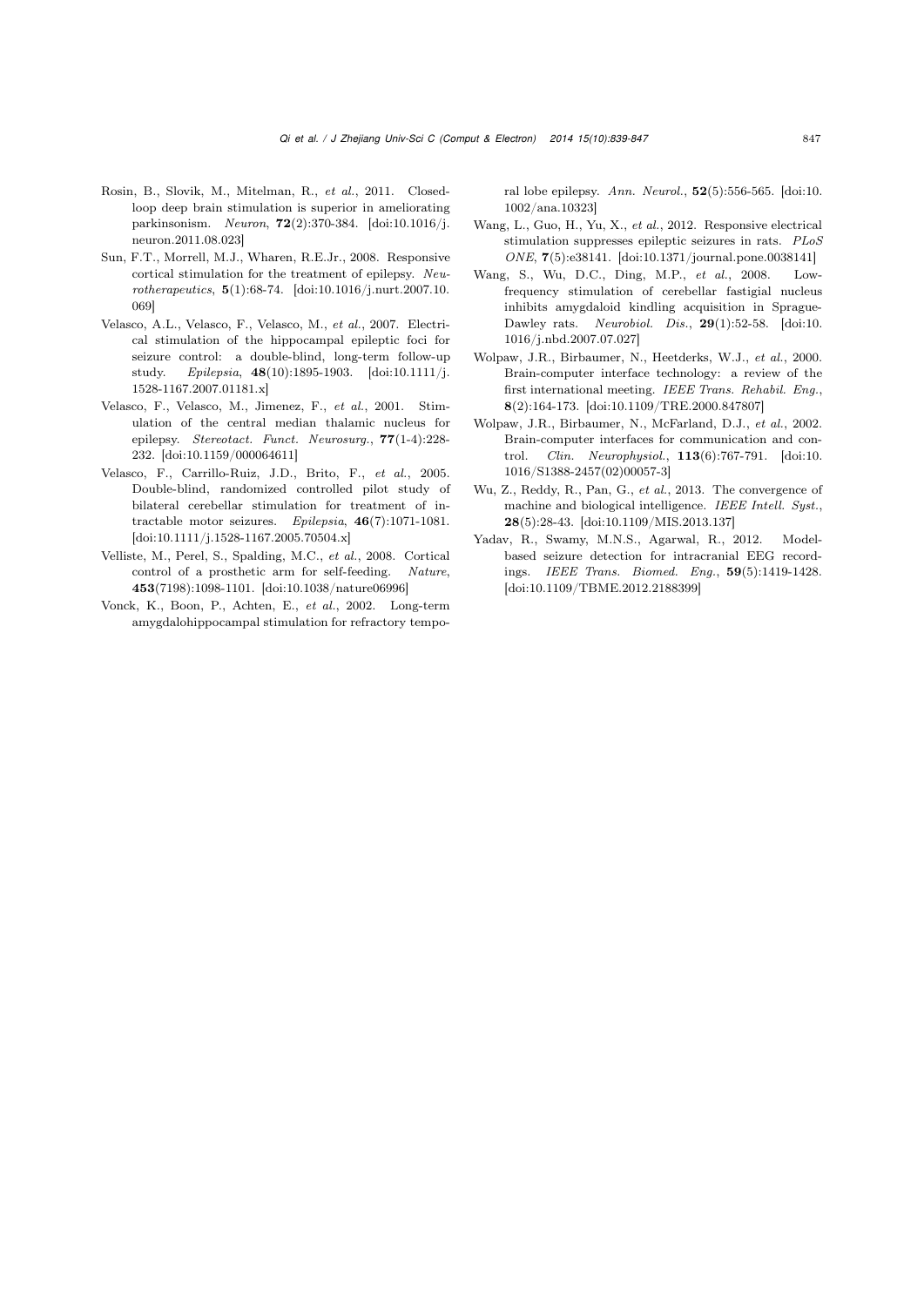Rosin, B., Slovik, M., Mitelman, R., *et al.*, 2011. Closed-loop deep brain stimulation is superior in ameliorating parkinsonism. *Neuron*, **72**(2):370-384. [doi:10.1016/j.neuron.2011.08.023]

Sun, F.T., Morrell, M.J., Wharen, R.E.Jr., 2008. Responsive cortical stimulation for the treatment of epilepsy. *Neurotherapeutics*, **5**(1):68-74. [doi:10.1016/j.nurt.2007.10.069]

Velasco, A.L., Velasco, F., Velasco, M., *et al.*, 2007. Electrical stimulation of the hippocampal epileptic foci for seizure control: a double-blind, long-term follow-up study. *Epilepsia*, **48**(10):1895-1903. [doi:10.1111/j.1528-1167.2007.01181.x]

Velasco, F., Velasco, M., Jimenez, F., *et al.*, 2001. Stimulation of the central median thalamic nucleus for epilepsy. *Stereotact. Funct. Neurosurg.*, **77**(1-4):228-232. [doi:10.1159/000064611]

Velasco, F., Carrillo-Ruiz, J.D., Brito, F., *et al.*, 2005. Double-blind, randomized controlled pilot study of bilateral cerebellar stimulation for treatment of intractable motor seizures. *Epilepsia*, **46**(7):1071-1081. [doi:10.1111/j.1528-1167.2005.70504.x]

Velliste, M., Perel, S., Spalding, M.C., *et al.*, 2008. Cortical control of a prosthetic arm for self-feeding. *Nature*, **453**(7198):1098-1101. [doi:10.1038/nature06996]

Vonck, K., Boon, P., Achten, E., *et al.*, 2002. Long-term amygdalohippocampal stimulation for refractory temporal lobe epilepsy. *Ann. Neurol.*, **52**(5):556-565. [doi:10.1002/ana.10323]

Wang, L., Guo, H., Yu, X., *et al.*, 2012. Responsive electrical stimulation suppresses epileptic seizures in rats. *PLoS ONE*, **7**(5):e38141. [doi:10.1371/journal.pone.0038141]

Wang, S., Wu, D.C., Ding, M.P., *et al.*, 2008. Low-frequency stimulation of cerebellar fastigial nucleus inhibits amygdaloid kindling acquisition in Sprague-Dawley rats. *Neurobiol. Dis.*, **29**(1):52-58. [doi:10.1016/j.nbd.2007.07.027]

Wolpaw, J.R., Birbaumer, N., Heetderks, W.J., *et al.*, 2000. Brain-computer interface technology: a review of the first international meeting. *IEEE Trans. Rehabil. Eng.*, **8**(2):164-173. [doi:10.1109/TRE.2000.847807]

Wolpaw, J.R., Birbaumer, N., McFarland, D.J., *et al.*, 2002. Brain-computer interfaces for communication and control. *Clin. Neurophysiol.*, **113**(6):767-791. [doi:10.1016/S1388-2457(02)00057-3]

Wu, Z., Reddy, R., Pan, G., *et al.*, 2013. The convergence of machine and biological intelligence. *IEEE Intell. Syst.*, **28**(5):28-43. [doi:10.1109/MIS.2013.137]

Yadav, R., Swamy, M.N.S., Agarwal, R., 2012. Model-based seizure detection for intracranial EEG recordings. *IEEE Trans. Biomed. Eng.*, **59**(5):1419-1428. [doi:10.1109/TBME.2012.2188399]